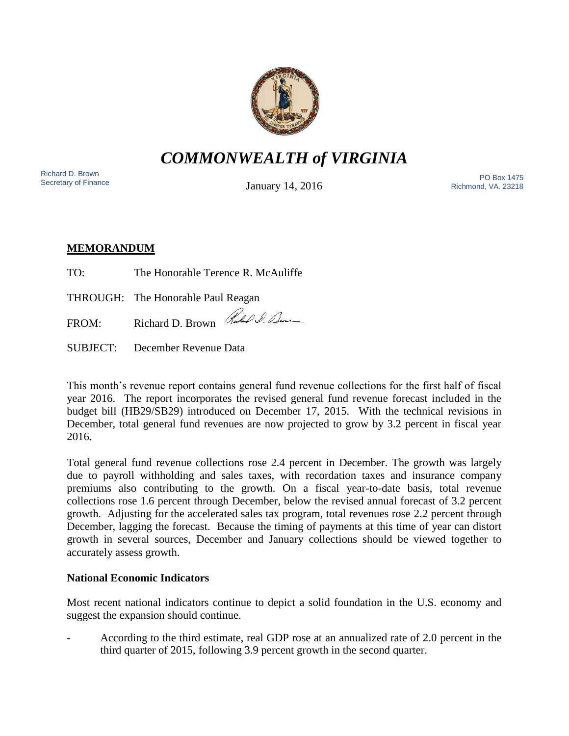# *COMMONWEALTH of VIRGINIA*

Richard D. Brown
Secretary of Finance

January 14, 2016

PO Box 1475
Richmond, VA. 23218

**MEMORANDUM**

TO: The Honorable Terence R. McAuliffe

THROUGH: The Honorable Paul Reagan

FROM: Richard D. Brown

SUBJECT: December Revenue Data

This month's revenue report contains general fund revenue collections for the first half of fiscal year 2016. The report incorporates the revised general fund revenue forecast included in the budget bill (HB29/SB29) introduced on December 17, 2015. With the technical revisions in December, total general fund revenues are now projected to grow by 3.2 percent in fiscal year 2016.

Total general fund revenue collections rose 2.4 percent in December. The growth was largely due to payroll withholding and sales taxes, with recordation taxes and insurance company premiums also contributing to the growth. On a fiscal year-to-date basis, total revenue collections rose 1.6 percent through December, below the revised annual forecast of 3.2 percent growth. Adjusting for the accelerated sales tax program, total revenues rose 2.2 percent through December, lagging the forecast. Because the timing of payments at this time of year can distort growth in several sources, December and January collections should be viewed together to accurately assess growth.

**National Economic Indicators**

Most recent national indicators continue to depict a solid foundation in the U.S. economy and suggest the expansion should continue.

- According to the third estimate, real GDP rose at an annualized rate of 2.0 percent in the third quarter of 2015, following 3.9 percent growth in the second quarter.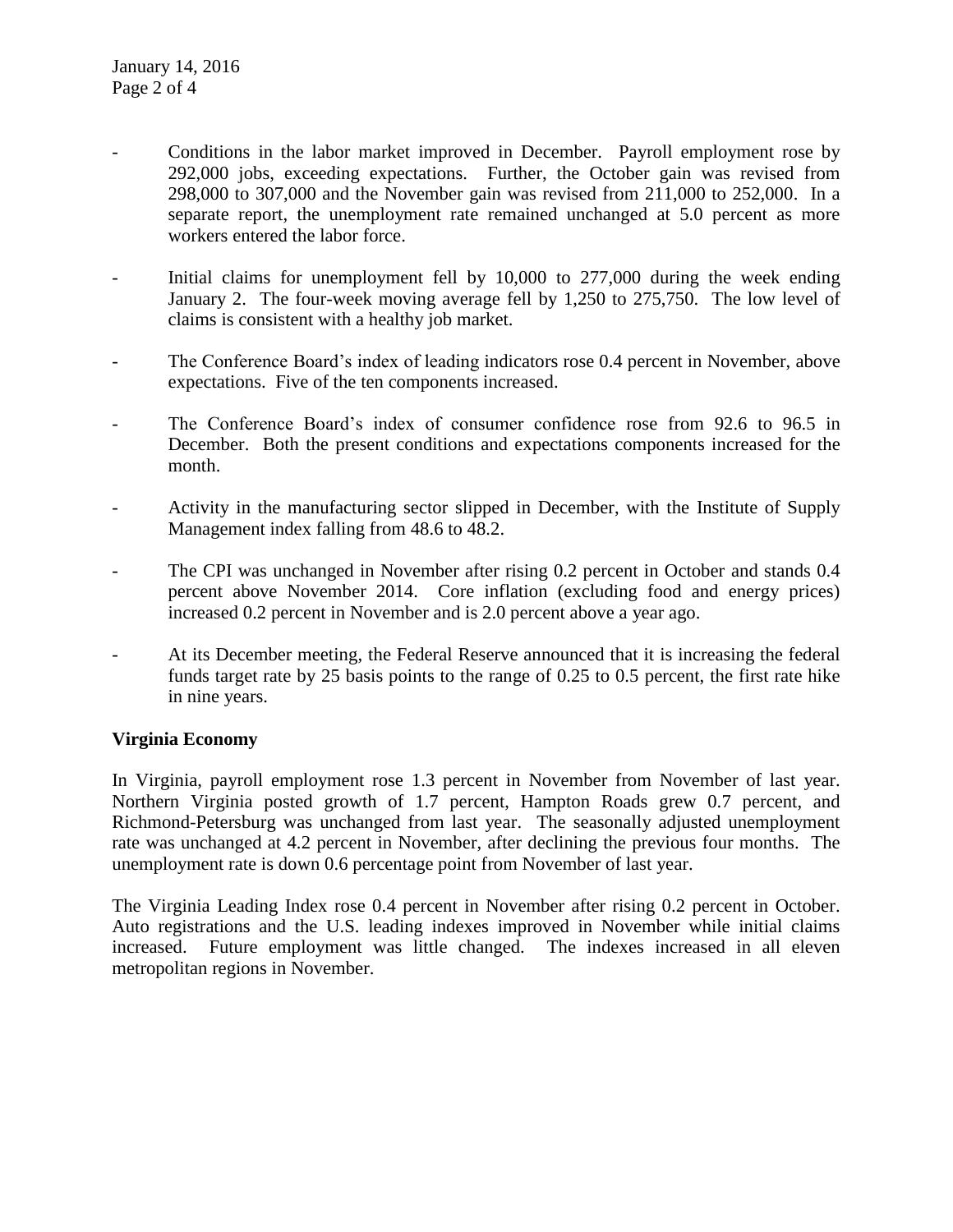- Conditions in the labor market improved in December. Payroll employment rose by 292,000 jobs, exceeding expectations. Further, the October gain was revised from 298,000 to 307,000 and the November gain was revised from 211,000 to 252,000. In a separate report, the unemployment rate remained unchanged at 5.0 percent as more workers entered the labor force.

- Initial claims for unemployment fell by 10,000 to 277,000 during the week ending January 2. The four-week moving average fell by 1,250 to 275,750. The low level of claims is consistent with a healthy job market.

- The Conference Board's index of leading indicators rose 0.4 percent in November, above expectations. Five of the ten components increased.

- The Conference Board's index of consumer confidence rose from 92.6 to 96.5 in December. Both the present conditions and expectations components increased for the month.

- Activity in the manufacturing sector slipped in December, with the Institute of Supply Management index falling from 48.6 to 48.2.

- The CPI was unchanged in November after rising 0.2 percent in October and stands 0.4 percent above November 2014. Core inflation (excluding food and energy prices) increased 0.2 percent in November and is 2.0 percent above a year ago.

- At its December meeting, the Federal Reserve announced that it is increasing the federal funds target rate by 25 basis points to the range of 0.25 to 0.5 percent, the first rate hike in nine years.

**Virginia Economy**

In Virginia, payroll employment rose 1.3 percent in November from November of last year. Northern Virginia posted growth of 1.7 percent, Hampton Roads grew 0.7 percent, and Richmond-Petersburg was unchanged from last year. The seasonally adjusted unemployment rate was unchanged at 4.2 percent in November, after declining the previous four months. The unemployment rate is down 0.6 percentage point from November of last year.

The Virginia Leading Index rose 0.4 percent in November after rising 0.2 percent in October. Auto registrations and the U.S. leading indexes improved in November while initial claims increased. Future employment was little changed. The indexes increased in all eleven metropolitan regions in November.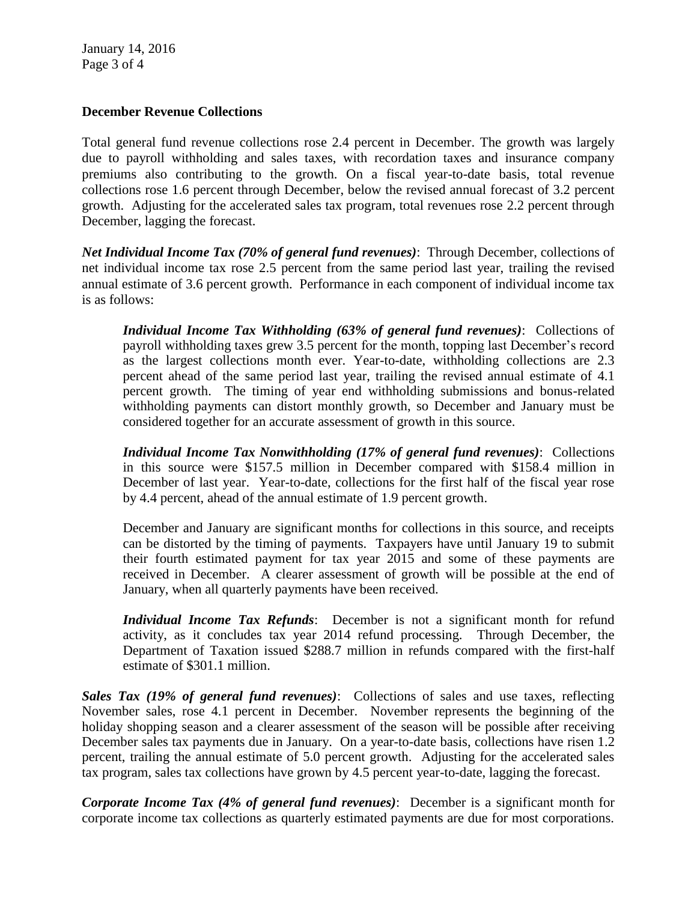## December Revenue Collections

Total general fund revenue collections rose 2.4 percent in December. The growth was largely due to payroll withholding and sales taxes, with recordation taxes and insurance company premiums also contributing to the growth. On a fiscal year-to-date basis, total revenue collections rose 1.6 percent through December, below the revised annual forecast of 3.2 percent growth. Adjusting for the accelerated sales tax program, total revenues rose 2.2 percent through December, lagging the forecast.

***Net Individual Income Tax (70% of general fund revenues)***: Through December, collections of net individual income tax rose 2.5 percent from the same period last year, trailing the revised annual estimate of 3.6 percent growth. Performance in each component of individual income tax is as follows:

> ***Individual Income Tax Withholding (63% of general fund revenues)***: Collections of payroll withholding taxes grew 3.5 percent for the month, topping last December's record as the largest collections month ever. Year-to-date, withholding collections are 2.3 percent ahead of the same period last year, trailing the revised annual estimate of 4.1 percent growth. The timing of year end withholding submissions and bonus-related withholding payments can distort monthly growth, so December and January must be considered together for an accurate assessment of growth in this source.
>
> ***Individual Income Tax Nonwithholding (17% of general fund revenues)***: Collections in this source were $157.5 million in December compared with $158.4 million in December of last year. Year-to-date, collections for the first half of the fiscal year rose by 4.4 percent, ahead of the annual estimate of 1.9 percent growth.
>
> December and January are significant months for collections in this source, and receipts can be distorted by the timing of payments. Taxpayers have until January 19 to submit their fourth estimated payment for tax year 2015 and some of these payments are received in December. A clearer assessment of growth will be possible at the end of January, when all quarterly payments have been received.
>
> ***Individual Income Tax Refunds***: December is not a significant month for refund activity, as it concludes tax year 2014 refund processing. Through December, the Department of Taxation issued $288.7 million in refunds compared with the first-half estimate of $301.1 million.

***Sales Tax (19% of general fund revenues)***: Collections of sales and use taxes, reflecting November sales, rose 4.1 percent in December. November represents the beginning of the holiday shopping season and a clearer assessment of the season will be possible after receiving December sales tax payments due in January. On a year-to-date basis, collections have risen 1.2 percent, trailing the annual estimate of 5.0 percent growth. Adjusting for the accelerated sales tax program, sales tax collections have grown by 4.5 percent year-to-date, lagging the forecast.

***Corporate Income Tax (4% of general fund revenues)***: December is a significant month for corporate income tax collections as quarterly estimated payments are due for most corporations.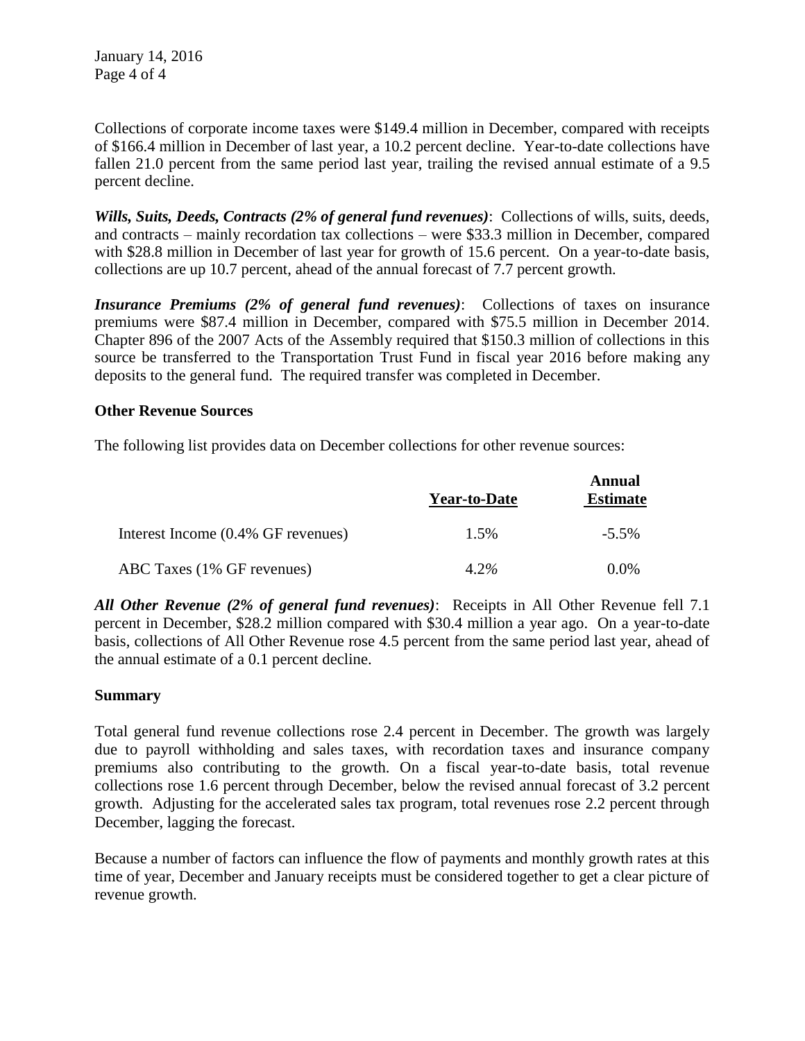Collections of corporate income taxes were $149.4 million in December, compared with receipts of $166.4 million in December of last year, a 10.2 percent decline. Year-to-date collections have fallen 21.0 percent from the same period last year, trailing the revised annual estimate of a 9.5 percent decline.

***Wills, Suits, Deeds, Contracts (2% of general fund revenues)***: Collections of wills, suits, deeds, and contracts – mainly recordation tax collections – were $33.3 million in December, compared with $28.8 million in December of last year for growth of 15.6 percent. On a year-to-date basis, collections are up 10.7 percent, ahead of the annual forecast of 7.7 percent growth.

***Insurance Premiums (2% of general fund revenues)***: Collections of taxes on insurance premiums were $87.4 million in December, compared with $75.5 million in December 2014. Chapter 896 of the 2007 Acts of the Assembly required that $150.3 million of collections in this source be transferred to the Transportation Trust Fund in fiscal year 2016 before making any deposits to the general fund. The required transfer was completed in December.

**Other Revenue Sources**

The following list provides data on December collections for other revenue sources:

| | Year-to-Date | Annual Estimate |
|---|---|---|
| Interest Income (0.4% GF revenues) | 1.5% | -5.5% |
| ABC Taxes (1% GF revenues) | 4.2% | 0.0% |

***All Other Revenue (2% of general fund revenues)***: Receipts in All Other Revenue fell 7.1 percent in December, $28.2 million compared with $30.4 million a year ago. On a year-to-date basis, collections of All Other Revenue rose 4.5 percent from the same period last year, ahead of the annual estimate of a 0.1 percent decline.

**Summary**

Total general fund revenue collections rose 2.4 percent in December. The growth was largely due to payroll withholding and sales taxes, with recordation taxes and insurance company premiums also contributing to the growth. On a fiscal year-to-date basis, total revenue collections rose 1.6 percent through December, below the revised annual forecast of 3.2 percent growth. Adjusting for the accelerated sales tax program, total revenues rose 2.2 percent through December, lagging the forecast.

Because a number of factors can influence the flow of payments and monthly growth rates at this time of year, December and January receipts must be considered together to get a clear picture of revenue growth.